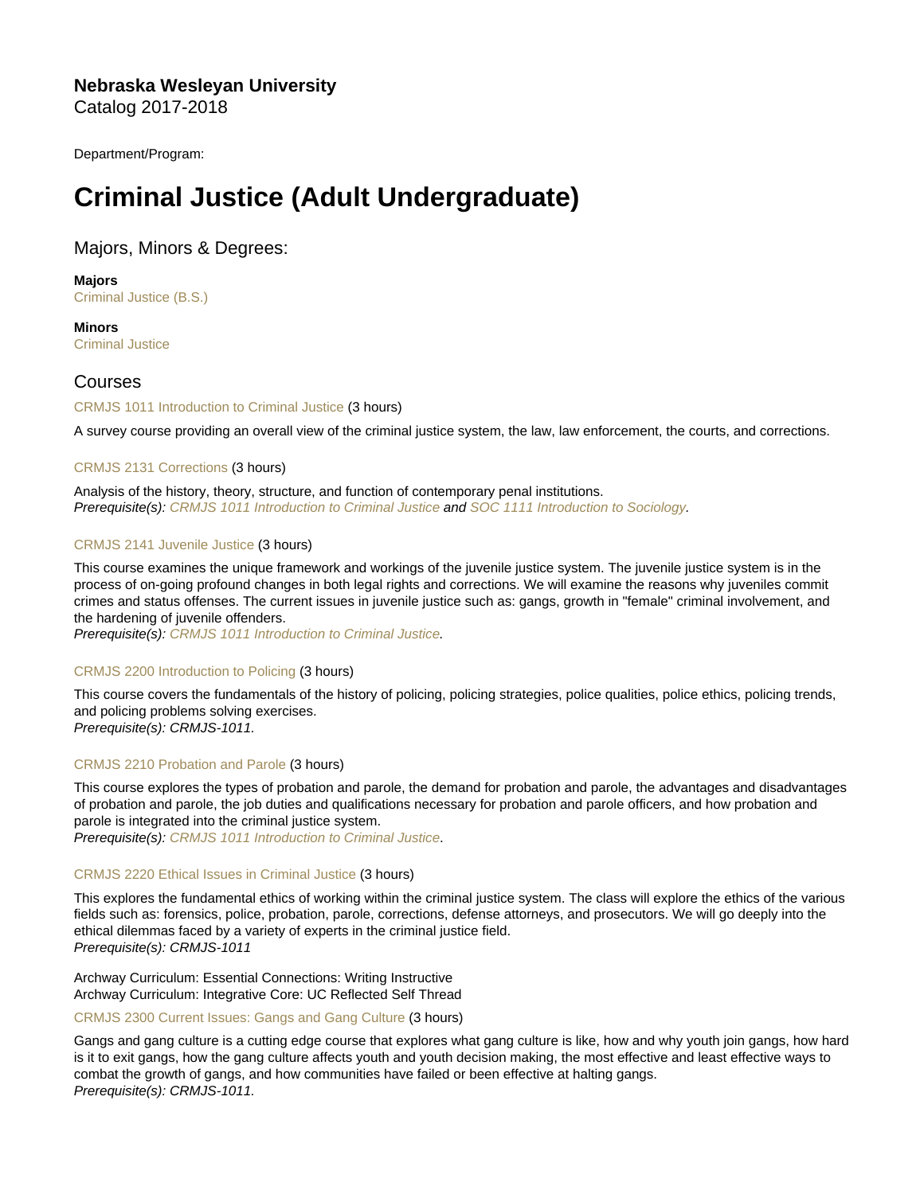**Nebraska Wesleyan University**
Catalog 2017-2018

Department/Program:

# Criminal Justice (Adult Undergraduate)

## Majors, Minors & Degrees:

**Majors**
Criminal Justice (B.S.)

**Minors**
Criminal Justice

## Courses

CRMJS 1011 Introduction to Criminal Justice (3 hours)

A survey course providing an overall view of the criminal justice system, the law, law enforcement, the courts, and corrections.

CRMJS 2131 Corrections (3 hours)

Analysis of the history, theory, structure, and function of contemporary penal institutions.
*Prerequisite(s): CRMJS 1011 Introduction to Criminal Justice* and *SOC 1111 Introduction to Sociology.*

CRMJS 2141 Juvenile Justice (3 hours)

This course examines the unique framework and workings of the juvenile justice system. The juvenile justice system is in the process of on-going profound changes in both legal rights and corrections. We will examine the reasons why juveniles commit crimes and status offenses. The current issues in juvenile justice such as: gangs, growth in "female" criminal involvement, and the hardening of juvenile offenders.
*Prerequisite(s): CRMJS 1011 Introduction to Criminal Justice.*

CRMJS 2200 Introduction to Policing (3 hours)

This course covers the fundamentals of the history of policing, policing strategies, police qualities, police ethics, policing trends, and policing problems solving exercises.
*Prerequisite(s): CRMJS-1011.*

CRMJS 2210 Probation and Parole (3 hours)

This course explores the types of probation and parole, the demand for probation and parole, the advantages and disadvantages of probation and parole, the job duties and qualifications necessary for probation and parole officers, and how probation and parole is integrated into the criminal justice system.
*Prerequisite(s): CRMJS 1011 Introduction to Criminal Justice.*

CRMJS 2220 Ethical Issues in Criminal Justice (3 hours)

This explores the fundamental ethics of working within the criminal justice system. The class will explore the ethics of the various fields such as: forensics, police, probation, parole, corrections, defense attorneys, and prosecutors. We will go deeply into the ethical dilemmas faced by a variety of experts in the criminal justice field.
*Prerequisite(s): CRMJS-1011*

Archway Curriculum: Essential Connections: Writing Instructive
Archway Curriculum: Integrative Core: UC Reflected Self Thread

CRMJS 2300 Current Issues: Gangs and Gang Culture (3 hours)

Gangs and gang culture is a cutting edge course that explores what gang culture is like, how and why youth join gangs, how hard is it to exit gangs, how the gang culture affects youth and youth decision making, the most effective and least effective ways to combat the growth of gangs, and how communities have failed or been effective at halting gangs.
*Prerequisite(s): CRMJS-1011.*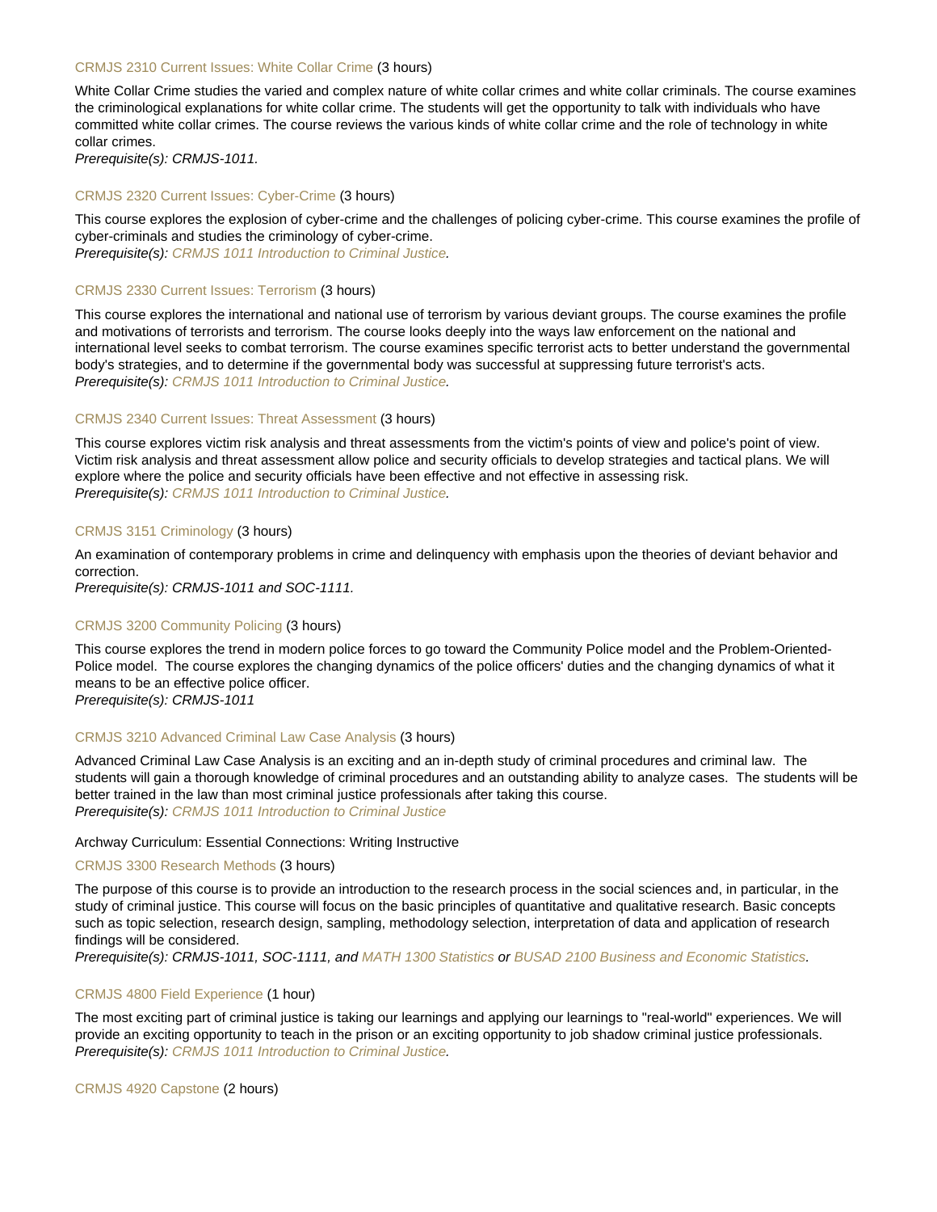### CRMJS 2310 Current Issues: White Collar Crime (3 hours)

White Collar Crime studies the varied and complex nature of white collar crimes and white collar criminals. The course examines the criminological explanations for white collar crime. The students will get the opportunity to talk with individuals who have committed white collar crimes. The course reviews the various kinds of white collar crime and the role of technology in white collar crimes.
*Prerequisite(s): CRMJS-1011.*

### CRMJS 2320 Current Issues: Cyber-Crime (3 hours)

This course explores the explosion of cyber-crime and the challenges of policing cyber-crime. This course examines the profile of cyber-criminals and studies the criminology of cyber-crime.
*Prerequisite(s): CRMJS 1011 Introduction to Criminal Justice.*

### CRMJS 2330 Current Issues: Terrorism (3 hours)

This course explores the international and national use of terrorism by various deviant groups. The course examines the profile and motivations of terrorists and terrorism. The course looks deeply into the ways law enforcement on the national and international level seeks to combat terrorism. The course examines specific terrorist acts to better understand the governmental body's strategies, and to determine if the governmental body was successful at suppressing future terrorist's acts.
*Prerequisite(s): CRMJS 1011 Introduction to Criminal Justice.*

### CRMJS 2340 Current Issues: Threat Assessment (3 hours)

This course explores victim risk analysis and threat assessments from the victim's points of view and police's point of view. Victim risk analysis and threat assessment allow police and security officials to develop strategies and tactical plans. We will explore where the police and security officials have been effective and not effective in assessing risk.
*Prerequisite(s): CRMJS 1011 Introduction to Criminal Justice.*

### CRMJS 3151 Criminology (3 hours)

An examination of contemporary problems in crime and delinquency with emphasis upon the theories of deviant behavior and correction.
*Prerequisite(s): CRMJS-1011 and SOC-1111.*

### CRMJS 3200 Community Policing (3 hours)

This course explores the trend in modern police forces to go toward the Community Police model and the Problem-Oriented-Police model. The course explores the changing dynamics of the police officers' duties and the changing dynamics of what it means to be an effective police officer.
*Prerequisite(s): CRMJS-1011*

### CRMJS 3210 Advanced Criminal Law Case Analysis (3 hours)

Advanced Criminal Law Case Analysis is an exciting and an in-depth study of criminal procedures and criminal law. The students will gain a thorough knowledge of criminal procedures and an outstanding ability to analyze cases. The students will be better trained in the law than most criminal justice professionals after taking this course.
*Prerequisite(s): CRMJS 1011 Introduction to Criminal Justice*

Archway Curriculum: Essential Connections: Writing Instructive

### CRMJS 3300 Research Methods (3 hours)

The purpose of this course is to provide an introduction to the research process in the social sciences and, in particular, in the study of criminal justice. This course will focus on the basic principles of quantitative and qualitative research. Basic concepts such as topic selection, research design, sampling, methodology selection, interpretation of data and application of research findings will be considered.
*Prerequisite(s): CRMJS-1011, SOC-1111, and MATH 1300 Statistics or BUSAD 2100 Business and Economic Statistics.*

### CRMJS 4800 Field Experience (1 hour)

The most exciting part of criminal justice is taking our learnings and applying our learnings to "real-world" experiences. We will provide an exciting opportunity to teach in the prison or an exciting opportunity to job shadow criminal justice professionals.
*Prerequisite(s): CRMJS 1011 Introduction to Criminal Justice.*

### CRMJS 4920 Capstone (2 hours)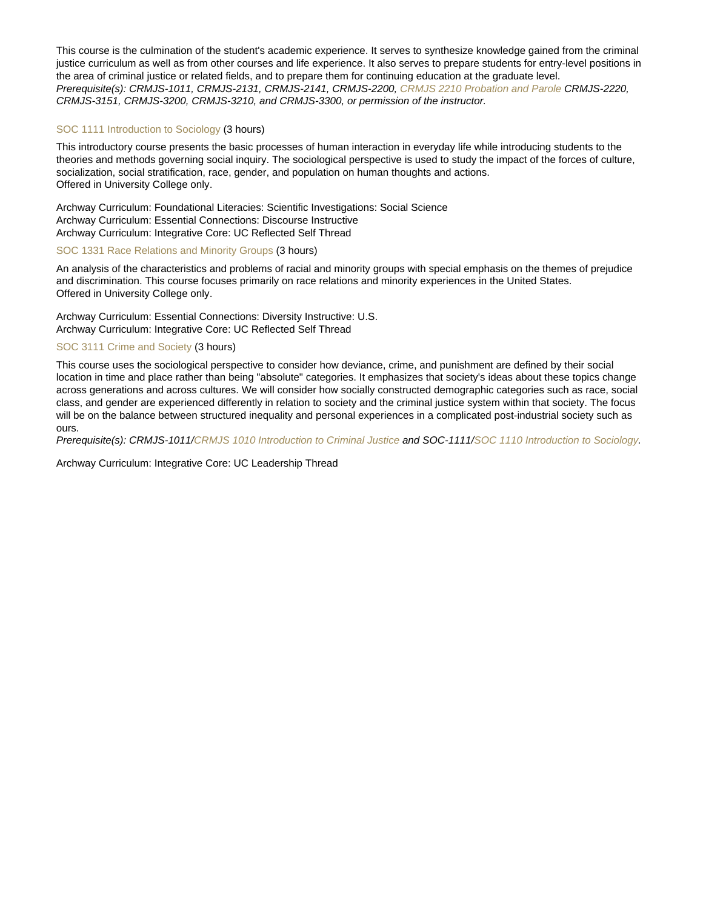This course is the culmination of the student's academic experience. It serves to synthesize knowledge gained from the criminal justice curriculum as well as from other courses and life experience. It also serves to prepare students for entry-level positions in the area of criminal justice or related fields, and to prepare them for continuing education at the graduate level.
*Prerequisite(s): CRMJS-1011, CRMJS-2131, CRMJS-2141, CRMJS-2200, CRMJS 2210 Probation and Parole CRMJS-2220, CRMJS-3151, CRMJS-3200, CRMJS-3210, and CRMJS-3300, or permission of the instructor.*

SOC 1111 Introduction to Sociology (3 hours)

This introductory course presents the basic processes of human interaction in everyday life while introducing students to the theories and methods governing social inquiry. The sociological perspective is used to study the impact of the forces of culture, socialization, social stratification, race, gender, and population on human thoughts and actions.
Offered in University College only.

Archway Curriculum: Foundational Literacies: Scientific Investigations: Social Science
Archway Curriculum: Essential Connections: Discourse Instructive
Archway Curriculum: Integrative Core: UC Reflected Self Thread

SOC 1331 Race Relations and Minority Groups (3 hours)

An analysis of the characteristics and problems of racial and minority groups with special emphasis on the themes of prejudice and discrimination. This course focuses primarily on race relations and minority experiences in the United States.
Offered in University College only.

Archway Curriculum: Essential Connections: Diversity Instructive: U.S.
Archway Curriculum: Integrative Core: UC Reflected Self Thread

SOC 3111 Crime and Society (3 hours)

This course uses the sociological perspective to consider how deviance, crime, and punishment are defined by their social location in time and place rather than being "absolute" categories. It emphasizes that society's ideas about these topics change across generations and across cultures. We will consider how socially constructed demographic categories such as race, social class, and gender are experienced differently in relation to society and the criminal justice system within that society. The focus will be on the balance between structured inequality and personal experiences in a complicated post-industrial society such as ours.
*Prerequisite(s): CRMJS-1011/CRMJS 1010 Introduction to Criminal Justice and SOC-1111/SOC 1110 Introduction to Sociology.*

Archway Curriculum: Integrative Core: UC Leadership Thread